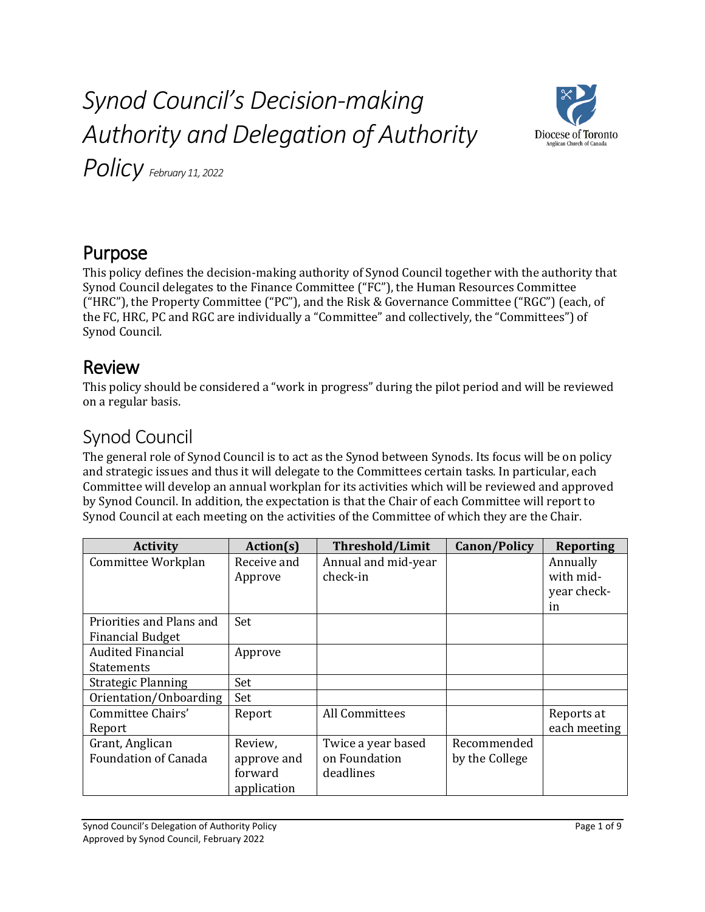# *Synod Council's Decision-making Authority and Delegation of Authority Policy* *February 11, 2022*

## Purpose

This policy defines the decision-making authority of Synod Council together with the authority that Synod Council delegates to the Finance Committee ("FC"), the Human Resources Committee ("HRC"), the Property Committee ("PC"), and the Risk & Governance Committee ("RGC") (each, of the FC, HRC, PC and RGC are individually a "Committee" and collectively, the "Committees") of Synod Council.

## Review

This policy should be considered a "work in progress" during the pilot period and will be reviewed on a regular basis.

## Synod Council

The general role of Synod Council is to act as the Synod between Synods. Its focus will be on policy and strategic issues and thus it will delegate to the Committees certain tasks. In particular, each Committee will develop an annual workplan for its activities which will be reviewed and approved by Synod Council. In addition, the expectation is that the Chair of each Committee will report to Synod Council at each meeting on the activities of the Committee of which they are the Chair.

| Activity | Action(s) | Threshold/Limit | Canon/Policy | Reporting |
|---|---|---|---|---|
| Committee Workplan | Receive and Approve | Annual and mid-year check-in | | Annually with mid-year check-in |
| Priorities and Plans and Financial Budget | Set | | | |
| Audited Financial Statements | Approve | | | |
| Strategic Planning | Set | | | |
| Orientation/Onboarding | Set | | | |
| Committee Chairs' Report | Report | All Committees | | Reports at each meeting |
| Grant, Anglican Foundation of Canada | Review, approve and forward application | Twice a year based on Foundation deadlines | Recommended by the College | |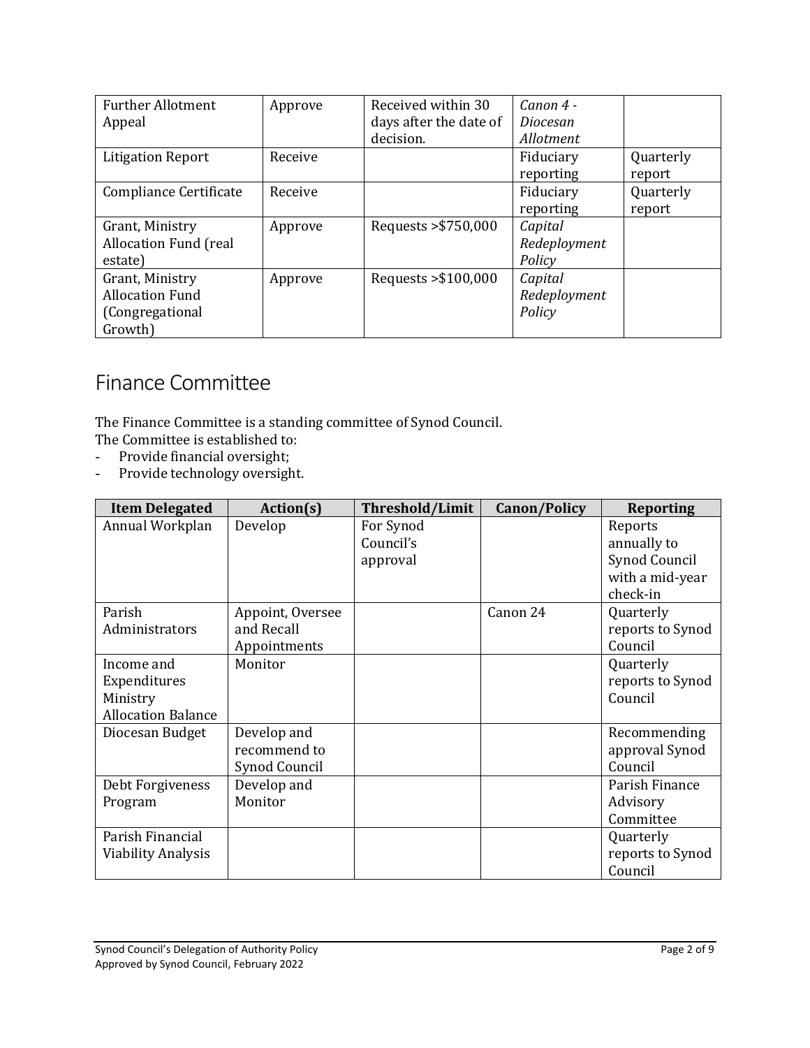| Further Allotment Appeal | Approve | Received within 30 days after the date of decision. | *Canon 4 - Diocesan Allotment* | |
|---|---|---|---|---|
| Litigation Report | Receive | | Fiduciary reporting | Quarterly report |
| Compliance Certificate | Receive | | Fiduciary reporting | Quarterly report |
| Grant, Ministry Allocation Fund (real estate) | Approve | Requests >$750,000 | *Capital Redeployment Policy* | |
| Grant, Ministry Allocation Fund (Congregational Growth) | Approve | Requests >$100,000 | *Capital Redeployment Policy* | |

## Finance Committee

The Finance Committee is a standing committee of Synod Council.
The Committee is established to:

- Provide financial oversight;
- Provide technology oversight.

| Item Delegated | Action(s) | Threshold/Limit | Canon/Policy | Reporting |
|---|---|---|---|---|
| Annual Workplan | Develop | For Synod Council's approval | | Reports annually to Synod Council with a mid-year check-in |
| Parish Administrators | Appoint, Oversee and Recall Appointments | | Canon 24 | Quarterly reports to Synod Council |
| Income and Expenditures Ministry Allocation Balance | Monitor | | | Quarterly reports to Synod Council |
| Diocesan Budget | Develop and recommend to Synod Council | | | Recommending approval Synod Council |
| Debt Forgiveness Program | Develop and Monitor | | | Parish Finance Advisory Committee |
| Parish Financial Viability Analysis | | | | Quarterly reports to Synod Council |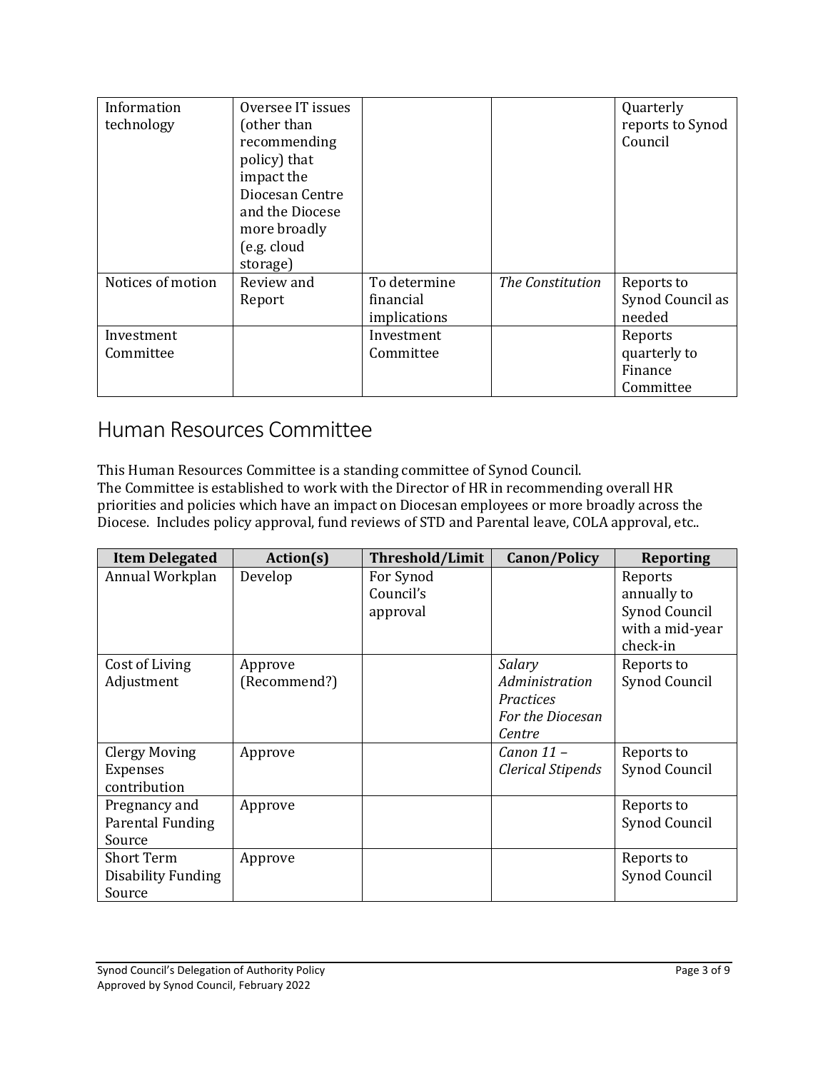| Information technology | Oversee IT issues (other than recommending policy) that impact the Diocesan Centre and the Diocese more broadly (e.g. cloud storage) | | | Quarterly reports to Synod Council |
|---|---|---|---|---|
| Notices of motion | Review and Report | To determine financial implications | *The Constitution* | Reports to Synod Council as needed |
| Investment Committee | | Investment Committee | | Reports quarterly to Finance Committee |

## Human Resources Committee

This Human Resources Committee is a standing committee of Synod Council.
The Committee is established to work with the Director of HR in recommending overall HR priorities and policies which have an impact on Diocesan employees or more broadly across the Diocese. Includes policy approval, fund reviews of STD and Parental leave, COLA approval, etc..

| Item Delegated | Action(s) | Threshold/Limit | Canon/Policy | Reporting |
|---|---|---|---|---|
| Annual Workplan | Develop | For Synod Council's approval | | Reports annually to Synod Council with a mid-year check-in |
| Cost of Living Adjustment | Approve (Recommend?) | | *Salary Administration Practices For the Diocesan Centre* | Reports to Synod Council |
| Clergy Moving Expenses contribution | Approve | | *Canon 11 – Clerical Stipends* | Reports to Synod Council |
| Pregnancy and Parental Funding Source | Approve | | | Reports to Synod Council |
| Short Term Disability Funding Source | Approve | | | Reports to Synod Council |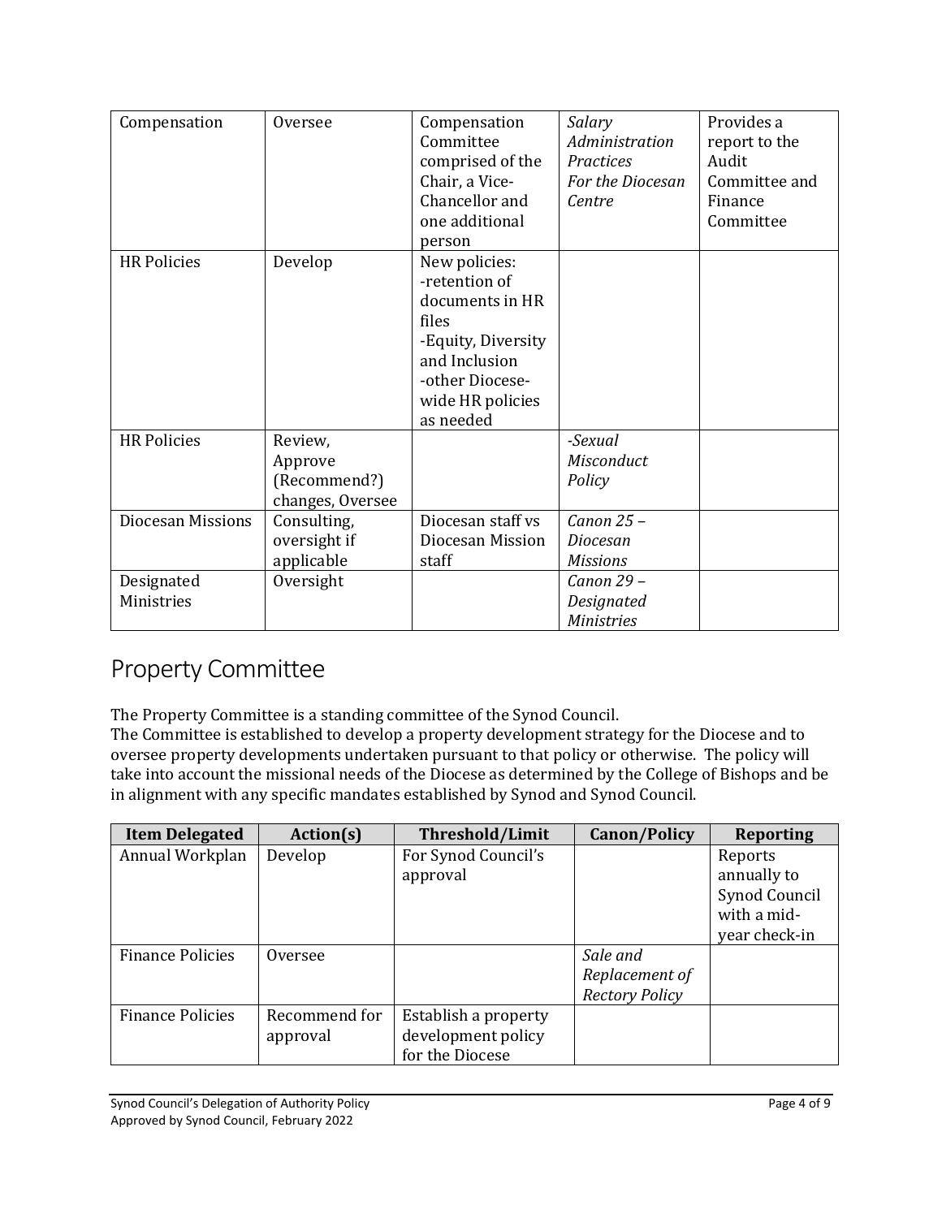| Compensation | Oversee | Compensation Committee comprised of the Chair, a Vice-Chancellor and one additional person | *Salary Administration Practices For the Diocesan Centre* | Provides a report to the Audit Committee and Finance Committee |
|---|---|---|---|---|
| HR Policies | Develop | New policies:<br>-retention of documents in HR files<br>-Equity, Diversity and Inclusion<br>-other Diocese-wide HR policies as needed | | |
| HR Policies | Review, Approve (Recommend?) changes, Oversee | | *-Sexual Misconduct Policy* | |
| Diocesan Missions | Consulting, oversight if applicable | Diocesan staff vs Diocesan Mission staff | *Canon 25 – Diocesan Missions* | |
| Designated Ministries | Oversight | | *Canon 29 – Designated Ministries* | |

## Property Committee

The Property Committee is a standing committee of the Synod Council.
The Committee is established to develop a property development strategy for the Diocese and to oversee property developments undertaken pursuant to that policy or otherwise. The policy will take into account the missional needs of the Diocese as determined by the College of Bishops and be in alignment with any specific mandates established by Synod and Synod Council.

| Item Delegated | Action(s) | Threshold/Limit | Canon/Policy | Reporting |
|---|---|---|---|---|
| Annual Workplan | Develop | For Synod Council's approval | | Reports annually to Synod Council with a mid-year check-in |
| Finance Policies | Oversee | | *Sale and Replacement of Rectory Policy* | |
| Finance Policies | Recommend for approval | Establish a property development policy for the Diocese | | |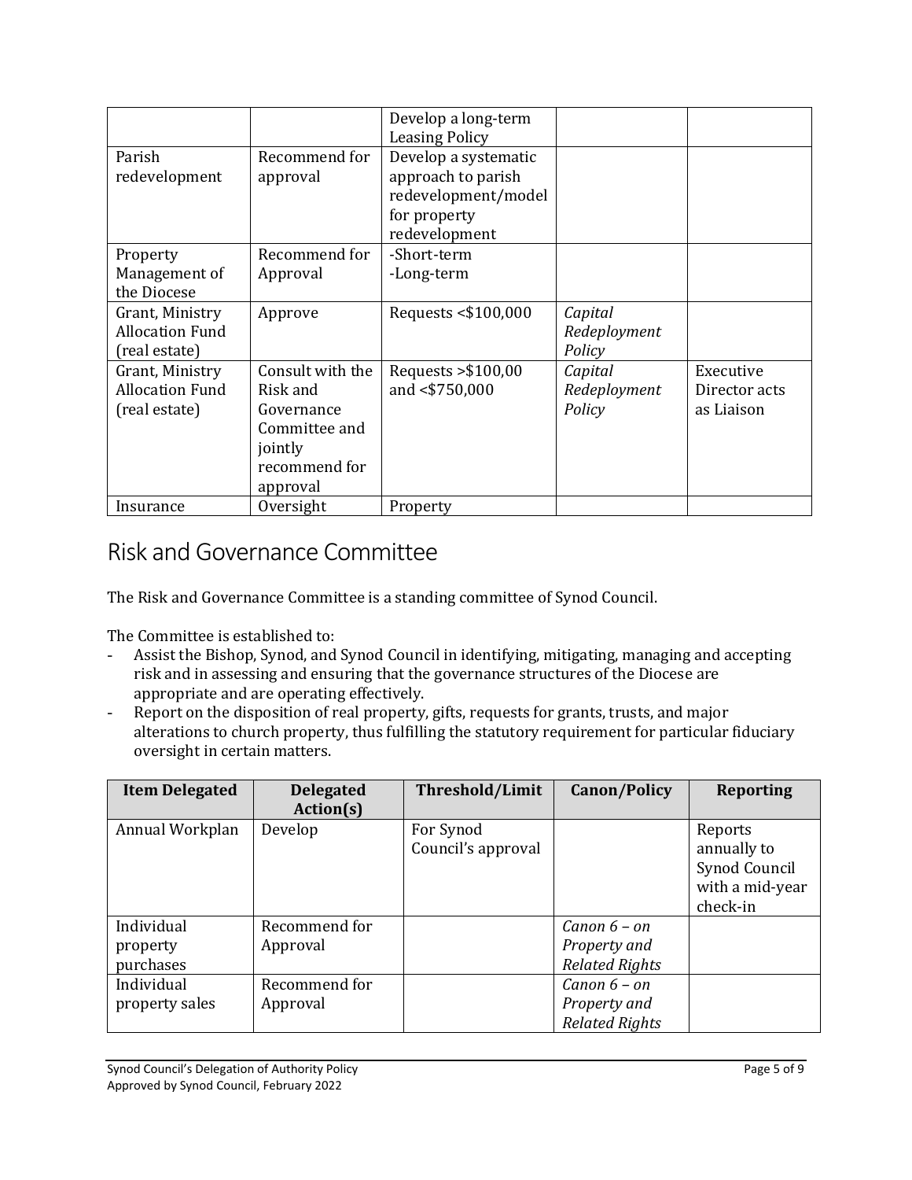| | | Develop a long-term Leasing Policy | | |
|---|---|---|---|---|
| Parish redevelopment | Recommend for approval | Develop a systematic approach to parish redevelopment/model for property redevelopment | | |
| Property Management of the Diocese | Recommend for Approval | -Short-term<br>-Long-term | | |
| Grant, Ministry Allocation Fund (real estate) | Approve | Requests <$100,000 | *Capital Redeployment Policy* | |
| Grant, Ministry Allocation Fund (real estate) | Consult with the Risk and Governance Committee and jointly recommend for approval | Requests >$100,00 and <$750,000 | *Capital Redeployment Policy* | Executive Director acts as Liaison |
| Insurance | Oversight | Property | | |

## Risk and Governance Committee

The Risk and Governance Committee is a standing committee of Synod Council.

The Committee is established to:

- Assist the Bishop, Synod, and Synod Council in identifying, mitigating, managing and accepting risk and in assessing and ensuring that the governance structures of the Diocese are appropriate and are operating effectively.
- Report on the disposition of real property, gifts, requests for grants, trusts, and major alterations to church property, thus fulfilling the statutory requirement for particular fiduciary oversight in certain matters.

| **Item Delegated** | **Delegated Action(s)** | **Threshold/Limit** | **Canon/Policy** | **Reporting** |
|---|---|---|---|---|
| Annual Workplan | Develop | For Synod Council's approval | | Reports annually to Synod Council with a mid-year check-in |
| Individual property purchases | Recommend for Approval | | *Canon 6 – on Property and Related Rights* | |
| Individual property sales | Recommend for Approval | | *Canon 6 – on Property and Related Rights* | |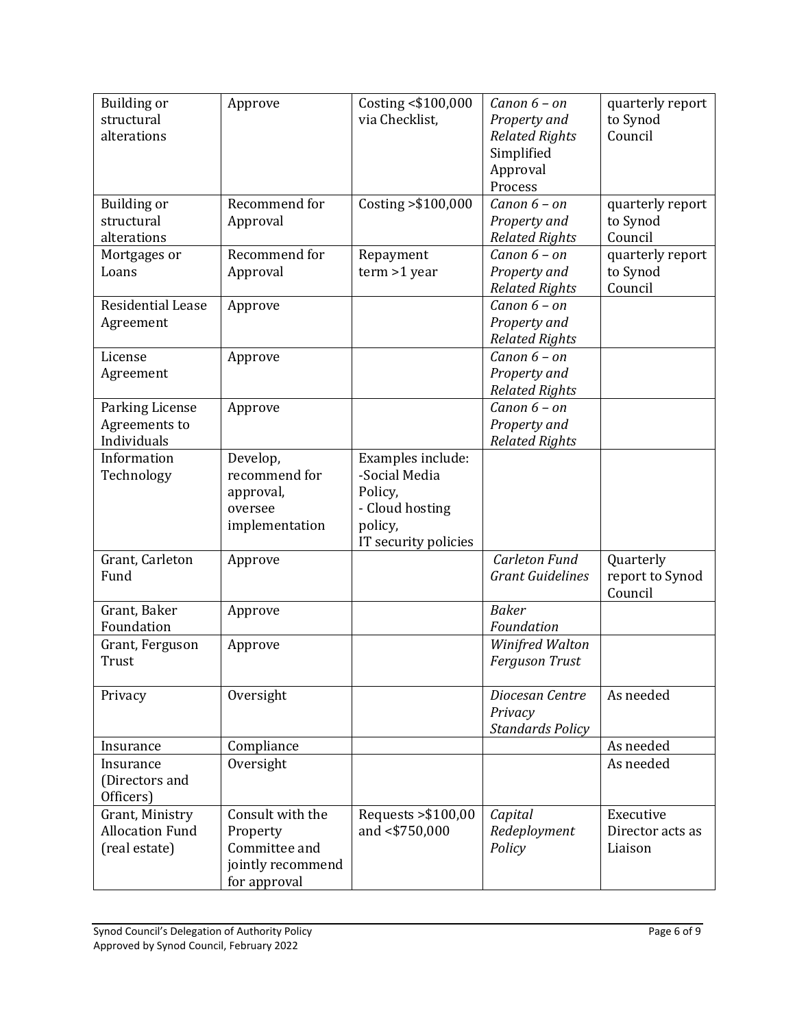| Building or structural alterations | Approve | Costing <$100,000 via Checklist, | *Canon 6 – on Property and Related Rights* Simplified Approval Process | quarterly report to Synod Council |
|---|---|---|---|---|
| Building or structural alterations | Recommend for Approval | Costing >$100,000 | *Canon 6 – on Property and Related Rights* | quarterly report to Synod Council |
| Mortgages or Loans | Recommend for Approval | Repayment term >1 year | *Canon 6 – on Property and Related Rights* | quarterly report to Synod Council |
| Residential Lease Agreement | Approve | | *Canon 6 – on Property and Related Rights* | |
| License Agreement | Approve | | *Canon 6 – on Property and Related Rights* | |
| Parking License Agreements to Individuals | Approve | | *Canon 6 – on Property and Related Rights* | |
| Information Technology | Develop, recommend for approval, oversee implementation | Examples include: -Social Media Policy, - Cloud hosting policy, IT security policies | | |
| Grant, Carleton Fund | Approve | | *Carleton Fund Grant Guidelines* | Quarterly report to Synod Council |
| Grant, Baker Foundation | Approve | | *Baker Foundation* | |
| Grant, Ferguson Trust | Approve | | *Winifred Walton Ferguson Trust* | |
| Privacy | Oversight | | *Diocesan Centre Privacy Standards Policy* | As needed |
| Insurance | Compliance | | | As needed |
| Insurance (Directors and Officers) | Oversight | | | As needed |
| Grant, Ministry Allocation Fund (real estate) | Consult with the Property Committee and jointly recommend for approval | Requests >$100,00 and <$750,000 | *Capital Redeployment Policy* | Executive Director acts as Liaison |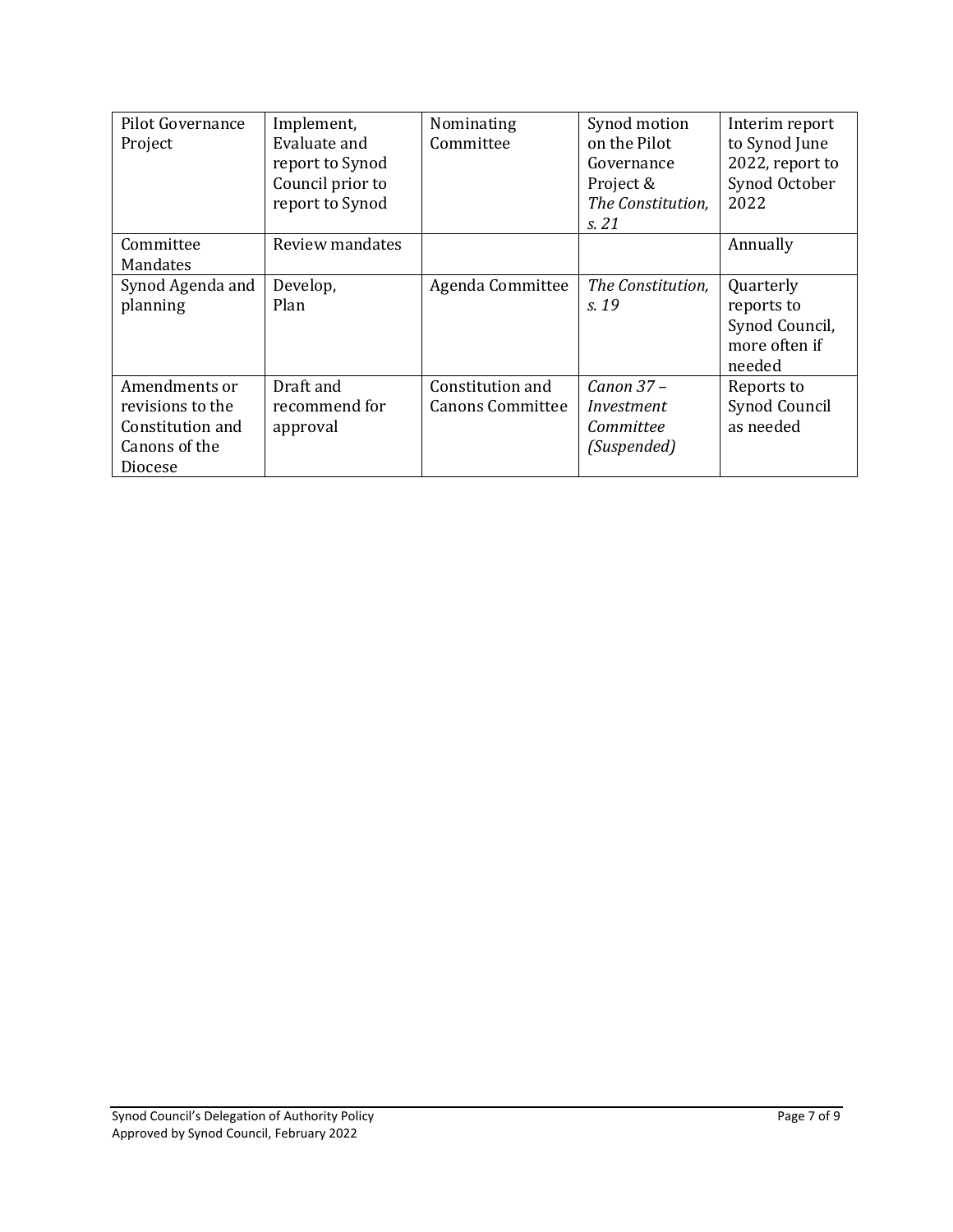| Pilot Governance Project | Implement, Evaluate and report to Synod Council prior to report to Synod | Nominating Committee | Synod motion on the Pilot Governance Project & *The Constitution, s. 21* | Interim report to Synod June 2022, report to Synod October 2022 |
|---|---|---|---|---|
| Committee Mandates | Review mandates | | | Annually |
| Synod Agenda and planning | Develop, Plan | Agenda Committee | *The Constitution, s. 19* | Quarterly reports to Synod Council, more often if needed |
| Amendments or revisions to the Constitution and Canons of the Diocese | Draft and recommend for approval | Constitution and Canons Committee | *Canon 37 – Investment Committee (Suspended)* | Reports to Synod Council as needed |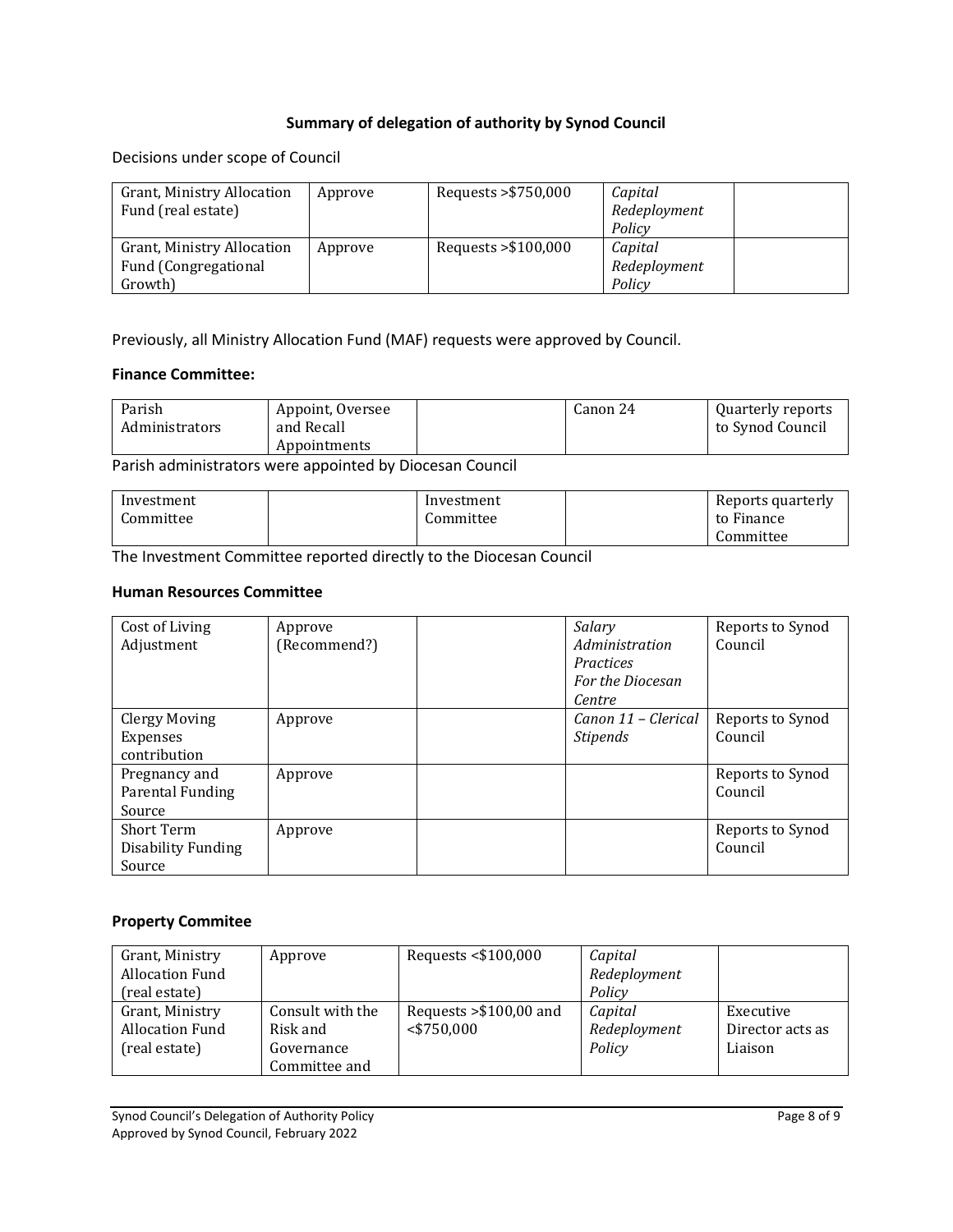**Summary of delegation of authority by Synod Council**

Decisions under scope of Council

| Grant, Ministry Allocation Fund (real estate) | Approve | Requests >$750,000 | *Capital Redeployment Policy* | |
|---|---|---|---|---|
| Grant, Ministry Allocation Fund (Congregational Growth) | Approve | Requests >$100,000 | *Capital Redeployment Policy* | |

Previously, all Ministry Allocation Fund (MAF) requests were approved by Council.

**Finance Committee:**

| Parish Administrators | Appoint, Oversee and Recall Appointments | | Canon 24 | Quarterly reports to Synod Council |
|---|---|---|---|---|

Parish administrators were appointed by Diocesan Council

| Investment Committee | | Investment Committee | | Reports quarterly to Finance Committee |
|---|---|---|---|---|

The Investment Committee reported directly to the Diocesan Council

**Human Resources Committee**

| Cost of Living Adjustment | Approve (Recommend?) | | *Salary Administration Practices For the Diocesan Centre* | Reports to Synod Council |
|---|---|---|---|---|
| Clergy Moving Expenses contribution | Approve | | *Canon 11 – Clerical Stipends* | Reports to Synod Council |
| Pregnancy and Parental Funding Source | Approve | | | Reports to Synod Council |
| Short Term Disability Funding Source | Approve | | | Reports to Synod Council |

**Property Commitee**

| Grant, Ministry Allocation Fund (real estate) | Approve | Requests <$100,000 | *Capital Redeployment Policy* | |
|---|---|---|---|---|
| Grant, Ministry Allocation Fund (real estate) | Consult with the Risk and Governance Committee and | Requests >$100,00 and <$750,000 | *Capital Redeployment Policy* | Executive Director acts as Liaison |

Synod Council's Delegation of Authority Policy
Approved by Synod Council, February 2022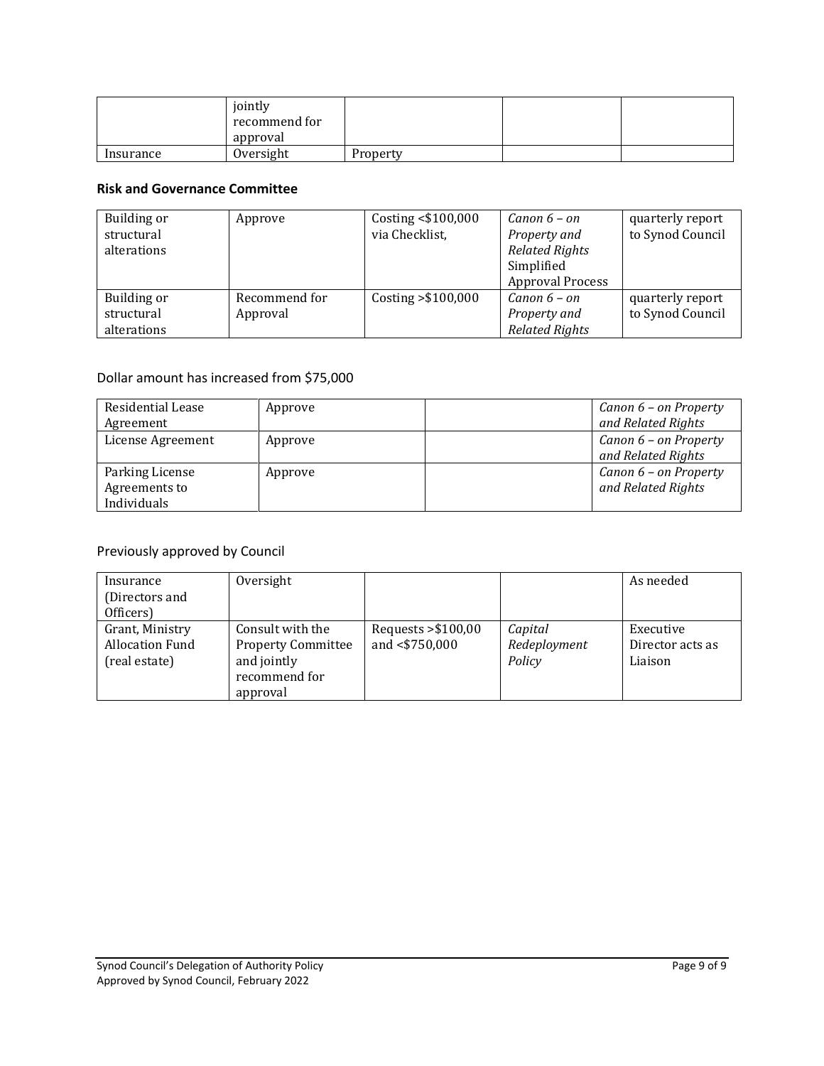| | | | | |
|---|---|---|---|---|
| | jointly recommend for approval | | | |
| Insurance | Oversight | Property | | |

**Risk and Governance Committee**

| | | | | |
|---|---|---|---|---|
| Building or structural alterations | Approve | Costing <$100,000 via Checklist, | *Canon 6 – on Property and Related Rights* Simplified Approval Process | quarterly report to Synod Council |
| Building or structural alterations | Recommend for Approval | Costing >$100,000 | *Canon 6 – on Property and Related Rights* | quarterly report to Synod Council |

Dollar amount has increased from $75,000

| | | | |
|---|---|---|---|
| Residential Lease Agreement | Approve | | *Canon 6 – on Property and Related Rights* |
| License Agreement | Approve | | *Canon 6 – on Property and Related Rights* |
| Parking License Agreements to Individuals | Approve | | *Canon 6 – on Property and Related Rights* |

Previously approved by Council

| | | | | |
|---|---|---|---|---|
| Insurance (Directors and Officers) | Oversight | | | As needed |
| Grant, Ministry Allocation Fund (real estate) | Consult with the Property Committee and jointly recommend for approval | Requests >$100,00 and <$750,000 | *Capital Redeployment Policy* | Executive Director acts as Liaison |